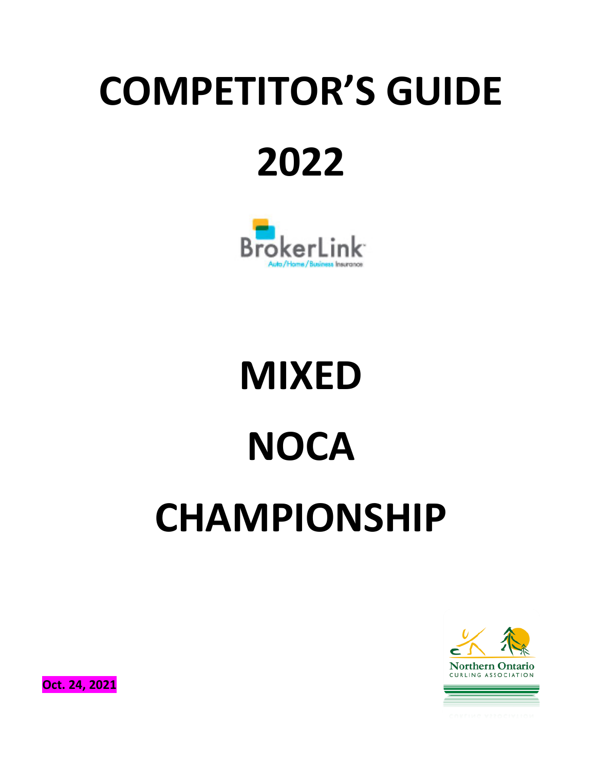# COMPETITOR'S GUIDE

# 2022

BrokerLink

Auto/Home/Business Insurance

# MIXED

# NOCA

# CHAMPIONSHIP

Northern Ontario
CURLING ASSOCIATION

**Oct. 24, 2021**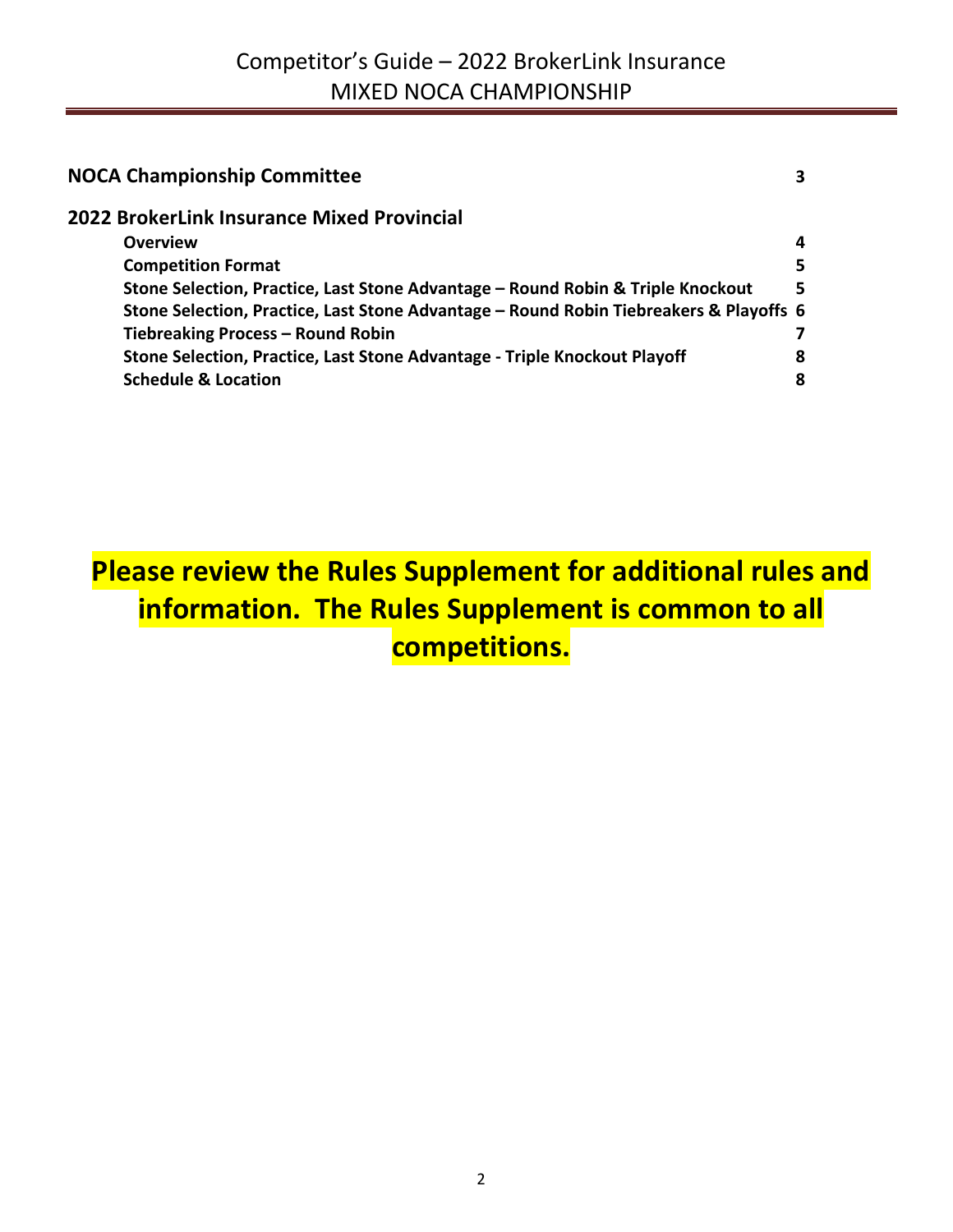| | |
|---|---|
| **NOCA Championship Committee** | **3** |
| **2022 BrokerLink Insurance Mixed Provincial** | |
| **Overview** | **4** |
| **Competition Format** | **5** |
| **Stone Selection, Practice, Last Stone Advantage – Round Robin & Triple Knockout** | **5** |
| **Stone Selection, Practice, Last Stone Advantage – Round Robin Tiebreakers & Playoffs** | **6** |
| **Tiebreaking Process – Round Robin** | **7** |
| **Stone Selection, Practice, Last Stone Advantage - Triple Knockout Playoff** | **8** |
| **Schedule & Location** | **8** |

**Please review the Rules Supplement for additional rules and information. The Rules Supplement is common to all competitions.**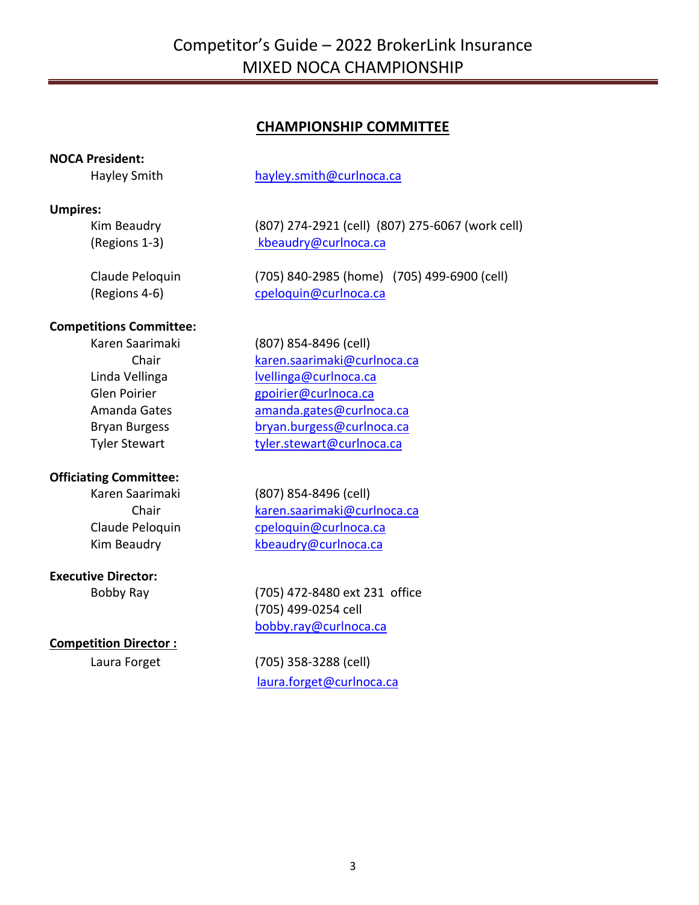## CHAMPIONSHIP COMMITTEE

**NOCA President:**

Hayley Smith — hayley.smith@curlnoca.ca

**Umpires:**

Kim Beaudry (Regions 1-3) — (807) 274-2921 (cell) (807) 275-6067 (work cell)
kbeaudry@curlnoca.ca

Claude Peloquin (Regions 4-6) — (705) 840-2985 (home) (705) 499-6900 (cell)
cpeloquin@curlnoca.ca

**Competitions Committee:**

Karen Saarimaki, Chair — (807) 854-8496 (cell)
karen.saarimaki@curlnoca.ca

Linda Vellinga — lvellinga@curlnoca.ca

Glen Poirier — gpoirier@curlnoca.ca

Amanda Gates — amanda.gates@curlnoca.ca

Bryan Burgess — bryan.burgess@curlnoca.ca

Tyler Stewart — tyler.stewart@curlnoca.ca

**Officiating Committee:**

Karen Saarimaki, Chair — (807) 854-8496 (cell)
karen.saarimaki@curlnoca.ca

Claude Peloquin — cpeloquin@curlnoca.ca

Kim Beaudry — kbeaudry@curlnoca.ca

**Executive Director:**

Bobby Ray — (705) 472-8480 ext 231 office
(705) 499-0254 cell
bobby.ray@curlnoca.ca

**Competition Director :**

Laura Forget — (705) 358-3288 (cell)
laura.forget@curlnoca.ca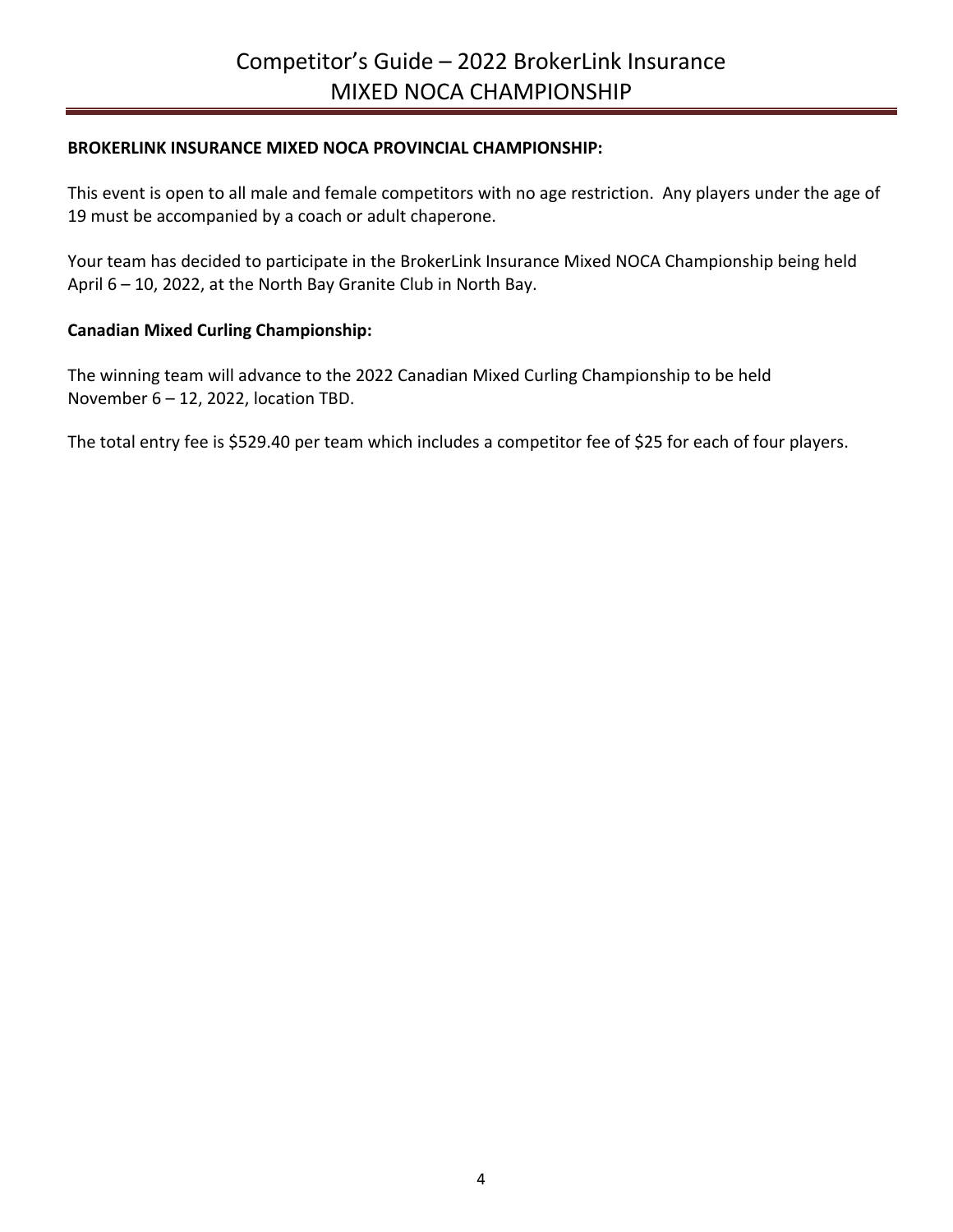**BROKERLINK INSURANCE MIXED NOCA PROVINCIAL CHAMPIONSHIP:**

This event is open to all male and female competitors with no age restriction. Any players under the age of 19 must be accompanied by a coach or adult chaperone.

Your team has decided to participate in the BrokerLink Insurance Mixed NOCA Championship being held April 6 – 10, 2022, at the North Bay Granite Club in North Bay.

**Canadian Mixed Curling Championship:**

The winning team will advance to the 2022 Canadian Mixed Curling Championship to be held November 6 – 12, 2022, location TBD.

The total entry fee is $529.40 per team which includes a competitor fee of $25 for each of four players.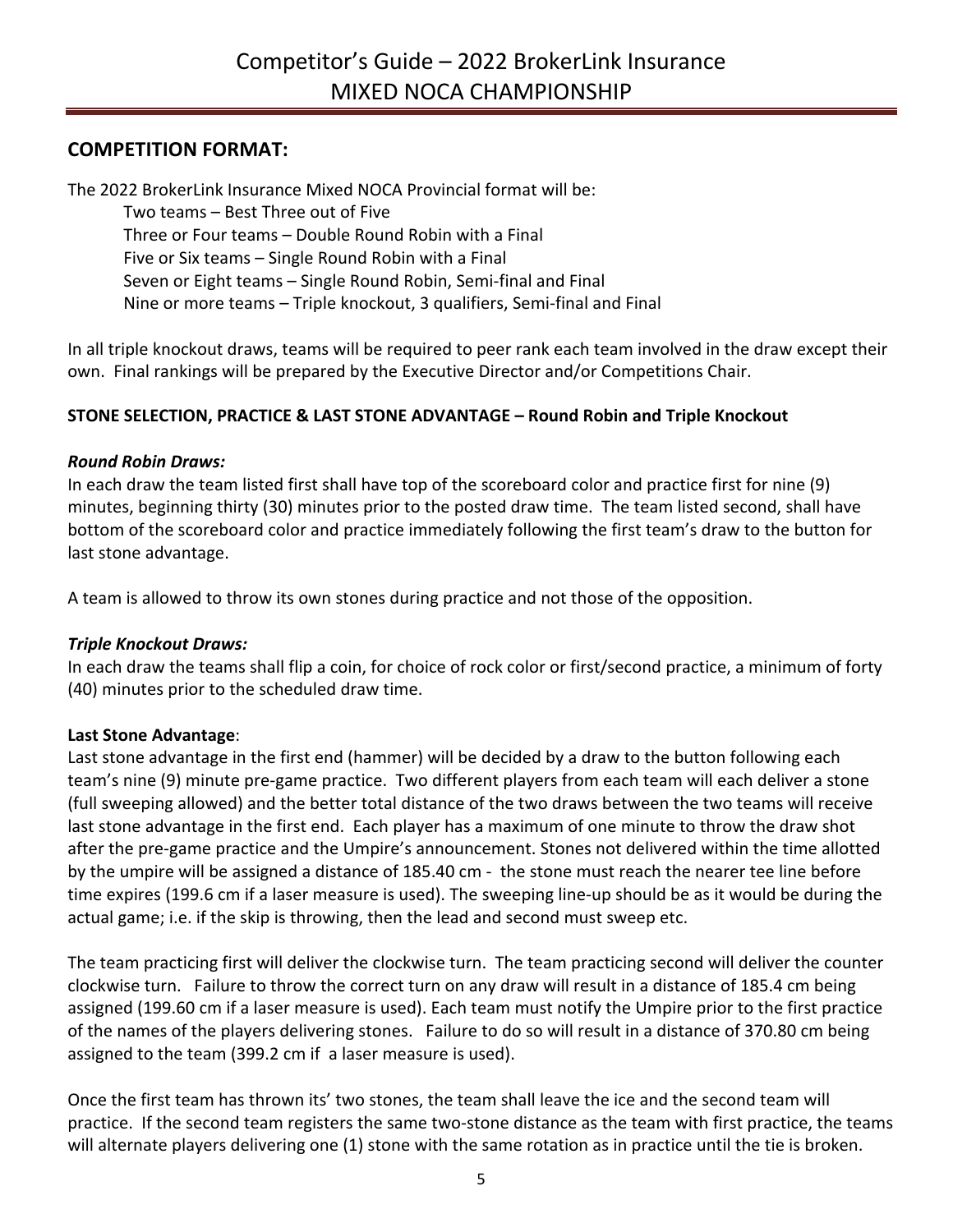## COMPETITION FORMAT:

The 2022 BrokerLink Insurance Mixed NOCA Provincial format will be:

- Two teams – Best Three out of Five
- Three or Four teams – Double Round Robin with a Final
- Five or Six teams – Single Round Robin with a Final
- Seven or Eight teams – Single Round Robin, Semi-final and Final
- Nine or more teams – Triple knockout, 3 qualifiers, Semi-final and Final

In all triple knockout draws, teams will be required to peer rank each team involved in the draw except their own. Final rankings will be prepared by the Executive Director and/or Competitions Chair.

**STONE SELECTION, PRACTICE & LAST STONE ADVANTAGE – Round Robin and Triple Knockout**

***Round Robin Draws:***

In each draw the team listed first shall have top of the scoreboard color and practice first for nine (9) minutes, beginning thirty (30) minutes prior to the posted draw time. The team listed second, shall have bottom of the scoreboard color and practice immediately following the first team's draw to the button for last stone advantage.

A team is allowed to throw its own stones during practice and not those of the opposition.

***Triple Knockout Draws:***

In each draw the teams shall flip a coin, for choice of rock color or first/second practice, a minimum of forty (40) minutes prior to the scheduled draw time.

**Last Stone Advantage**:

Last stone advantage in the first end (hammer) will be decided by a draw to the button following each team's nine (9) minute pre-game practice. Two different players from each team will each deliver a stone (full sweeping allowed) and the better total distance of the two draws between the two teams will receive last stone advantage in the first end. Each player has a maximum of one minute to throw the draw shot after the pre-game practice and the Umpire's announcement. Stones not delivered within the time allotted by the umpire will be assigned a distance of 185.40 cm - the stone must reach the nearer tee line before time expires (199.6 cm if a laser measure is used). The sweeping line-up should be as it would be during the actual game; i.e. if the skip is throwing, then the lead and second must sweep etc.

The team practicing first will deliver the clockwise turn. The team practicing second will deliver the counter clockwise turn. Failure to throw the correct turn on any draw will result in a distance of 185.4 cm being assigned (199.60 cm if a laser measure is used). Each team must notify the Umpire prior to the first practice of the names of the players delivering stones. Failure to do so will result in a distance of 370.80 cm being assigned to the team (399.2 cm if a laser measure is used).

Once the first team has thrown its' two stones, the team shall leave the ice and the second team will practice. If the second team registers the same two-stone distance as the team with first practice, the teams will alternate players delivering one (1) stone with the same rotation as in practice until the tie is broken.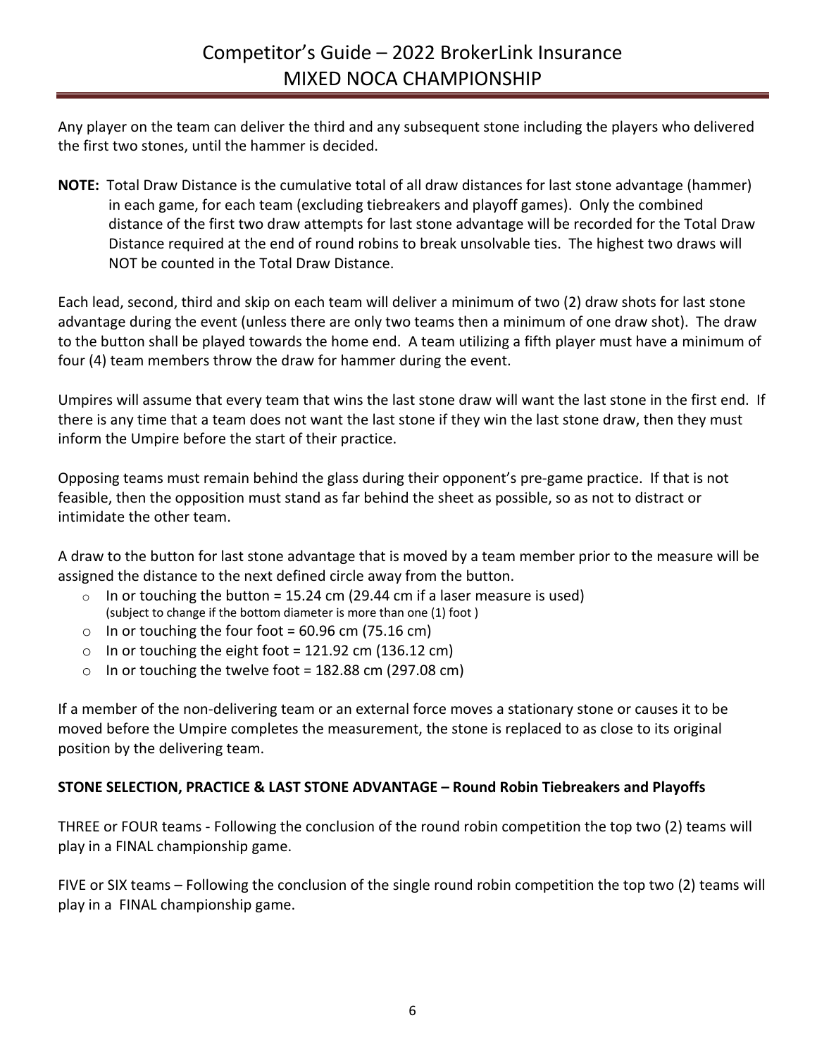Any player on the team can deliver the third and any subsequent stone including the players who delivered the first two stones, until the hammer is decided.

**NOTE:** Total Draw Distance is the cumulative total of all draw distances for last stone advantage (hammer) in each game, for each team (excluding tiebreakers and playoff games). Only the combined distance of the first two draw attempts for last stone advantage will be recorded for the Total Draw Distance required at the end of round robins to break unsolvable ties. The highest two draws will NOT be counted in the Total Draw Distance.

Each lead, second, third and skip on each team will deliver a minimum of two (2) draw shots for last stone advantage during the event (unless there are only two teams then a minimum of one draw shot). The draw to the button shall be played towards the home end. A team utilizing a fifth player must have a minimum of four (4) team members throw the draw for hammer during the event.

Umpires will assume that every team that wins the last stone draw will want the last stone in the first end. If there is any time that a team does not want the last stone if they win the last stone draw, then they must inform the Umpire before the start of their practice.

Opposing teams must remain behind the glass during their opponent's pre-game practice. If that is not feasible, then the opposition must stand as far behind the sheet as possible, so as not to distract or intimidate the other team.

A draw to the button for last stone advantage that is moved by a team member prior to the measure will be assigned the distance to the next defined circle away from the button.

- In or touching the button = 15.24 cm (29.44 cm if a laser measure is used) (subject to change if the bottom diameter is more than one (1) foot )
- In or touching the four foot = 60.96 cm (75.16 cm)
- In or touching the eight foot = 121.92 cm (136.12 cm)
- In or touching the twelve foot = 182.88 cm (297.08 cm)

If a member of the non-delivering team or an external force moves a stationary stone or causes it to be moved before the Umpire completes the measurement, the stone is replaced to as close to its original position by the delivering team.

**STONE SELECTION, PRACTICE & LAST STONE ADVANTAGE – Round Robin Tiebreakers and Playoffs**

THREE or FOUR teams - Following the conclusion of the round robin competition the top two (2) teams will play in a FINAL championship game.

FIVE or SIX teams – Following the conclusion of the single round robin competition the top two (2) teams will play in a FINAL championship game.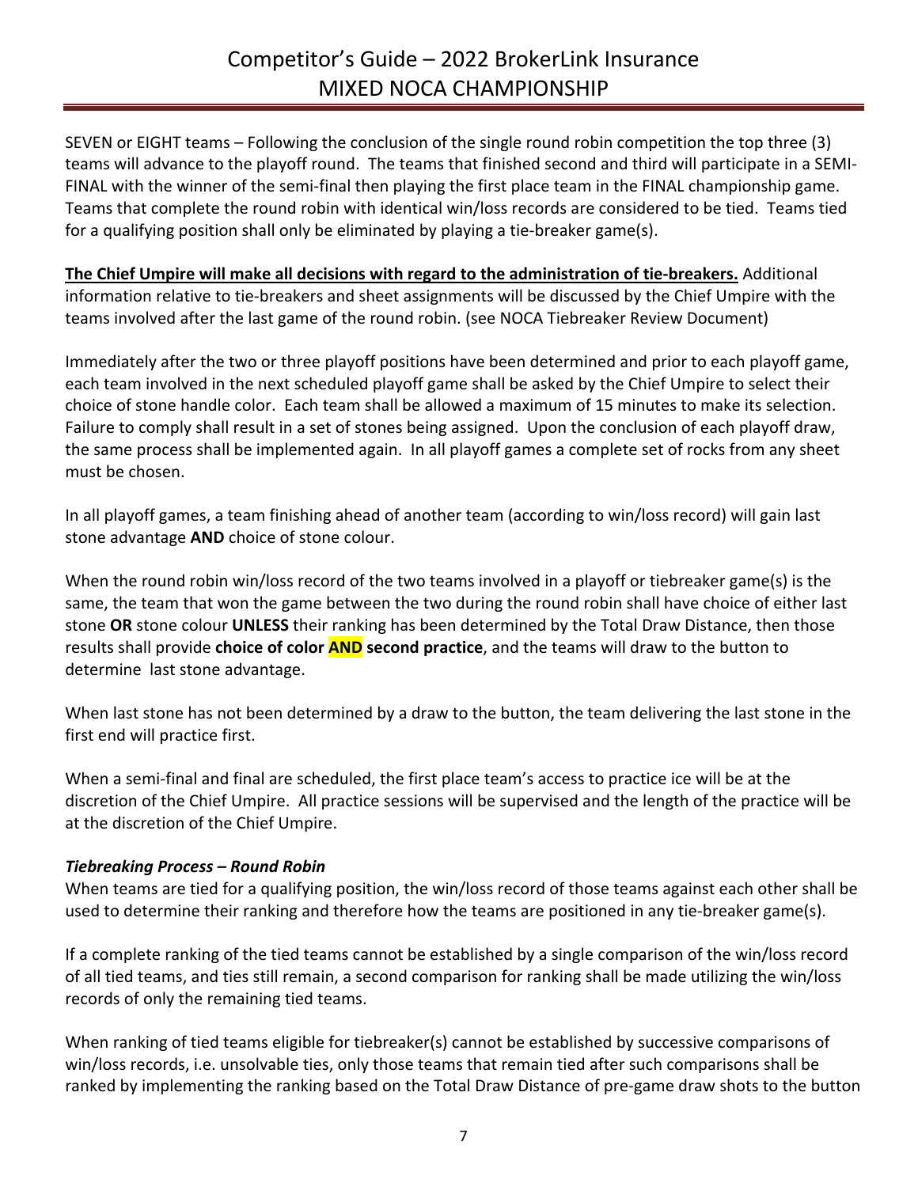SEVEN or EIGHT teams – Following the conclusion of the single round robin competition the top three (3) teams will advance to the playoff round. The teams that finished second and third will participate in a SEMI-FINAL with the winner of the semi-final then playing the first place team in the FINAL championship game. Teams that complete the round robin with identical win/loss records are considered to be tied. Teams tied for a qualifying position shall only be eliminated by playing a tie-breaker game(s).

**The Chief Umpire will make all decisions with regard to the administration of tie-breakers.** Additional information relative to tie-breakers and sheet assignments will be discussed by the Chief Umpire with the teams involved after the last game of the round robin. (see NOCA Tiebreaker Review Document)

Immediately after the two or three playoff positions have been determined and prior to each playoff game, each team involved in the next scheduled playoff game shall be asked by the Chief Umpire to select their choice of stone handle color. Each team shall be allowed a maximum of 15 minutes to make its selection. Failure to comply shall result in a set of stones being assigned. Upon the conclusion of each playoff draw, the same process shall be implemented again. In all playoff games a complete set of rocks from any sheet must be chosen.

In all playoff games, a team finishing ahead of another team (according to win/loss record) will gain last stone advantage **AND** choice of stone colour.

When the round robin win/loss record of the two teams involved in a playoff or tiebreaker game(s) is the same, the team that won the game between the two during the round robin shall have choice of either last stone **OR** stone colour **UNLESS** their ranking has been determined by the Total Draw Distance, then those results shall provide **choice of color AND second practice**, and the teams will draw to the button to determine last stone advantage.

When last stone has not been determined by a draw to the button, the team delivering the last stone in the first end will practice first.

When a semi-final and final are scheduled, the first place team's access to practice ice will be at the discretion of the Chief Umpire. All practice sessions will be supervised and the length of the practice will be at the discretion of the Chief Umpire.

***Tiebreaking Process – Round Robin***

When teams are tied for a qualifying position, the win/loss record of those teams against each other shall be used to determine their ranking and therefore how the teams are positioned in any tie-breaker game(s).

If a complete ranking of the tied teams cannot be established by a single comparison of the win/loss record of all tied teams, and ties still remain, a second comparison for ranking shall be made utilizing the win/loss records of only the remaining tied teams.

When ranking of tied teams eligible for tiebreaker(s) cannot be established by successive comparisons of win/loss records, i.e. unsolvable ties, only those teams that remain tied after such comparisons shall be ranked by implementing the ranking based on the Total Draw Distance of pre-game draw shots to the button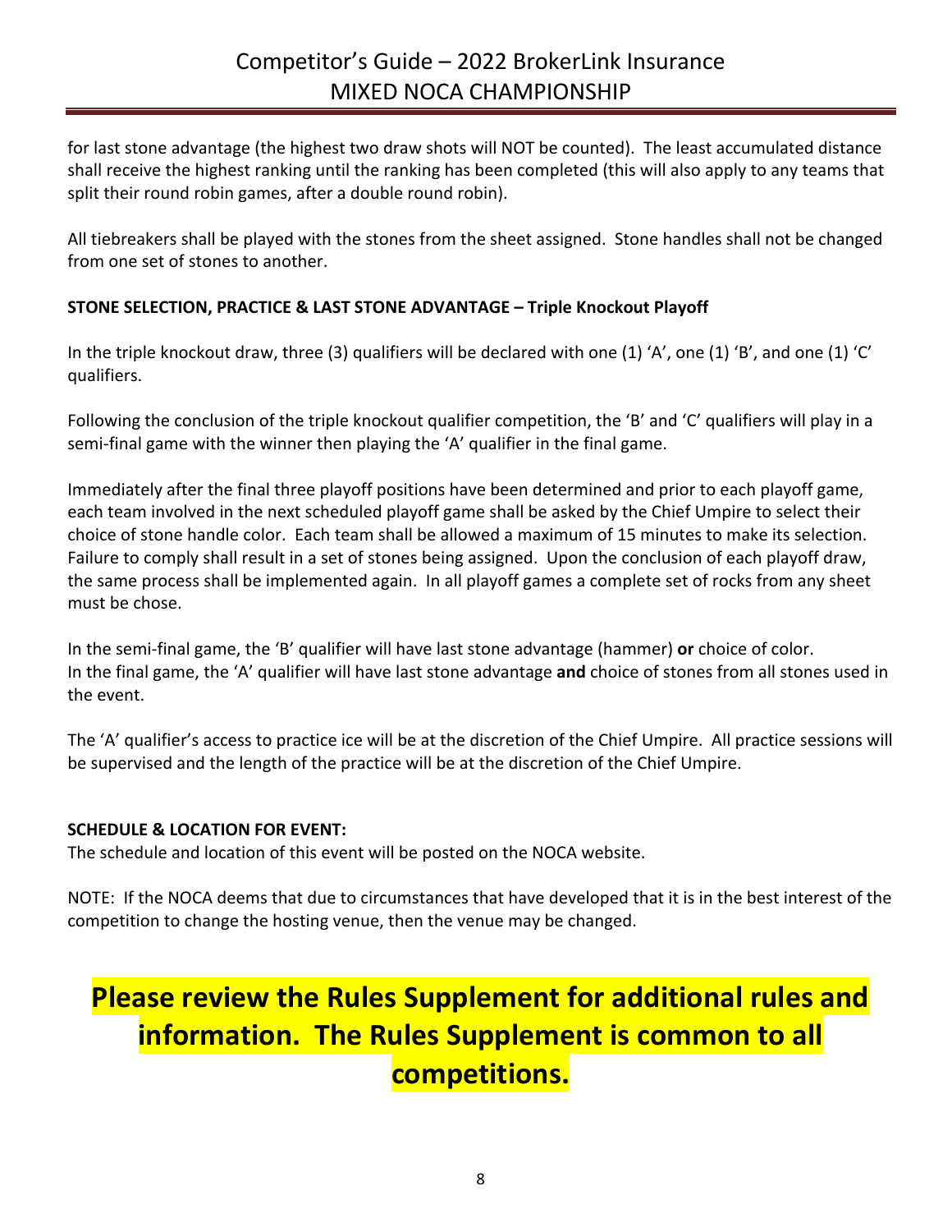for last stone advantage (the highest two draw shots will NOT be counted). The least accumulated distance shall receive the highest ranking until the ranking has been completed (this will also apply to any teams that split their round robin games, after a double round robin).

All tiebreakers shall be played with the stones from the sheet assigned. Stone handles shall not be changed from one set of stones to another.

**STONE SELECTION, PRACTICE & LAST STONE ADVANTAGE – Triple Knockout Playoff**

In the triple knockout draw, three (3) qualifiers will be declared with one (1) 'A', one (1) 'B', and one (1) 'C' qualifiers.

Following the conclusion of the triple knockout qualifier competition, the 'B' and 'C' qualifiers will play in a semi-final game with the winner then playing the 'A' qualifier in the final game.

Immediately after the final three playoff positions have been determined and prior to each playoff game, each team involved in the next scheduled playoff game shall be asked by the Chief Umpire to select their choice of stone handle color. Each team shall be allowed a maximum of 15 minutes to make its selection. Failure to comply shall result in a set of stones being assigned. Upon the conclusion of each playoff draw, the same process shall be implemented again. In all playoff games a complete set of rocks from any sheet must be chose.

In the semi-final game, the 'B' qualifier will have last stone advantage (hammer) **or** choice of color.
In the final game, the 'A' qualifier will have last stone advantage **and** choice of stones from all stones used in the event.

The 'A' qualifier's access to practice ice will be at the discretion of the Chief Umpire. All practice sessions will be supervised and the length of the practice will be at the discretion of the Chief Umpire.

**SCHEDULE & LOCATION FOR EVENT:**
The schedule and location of this event will be posted on the NOCA website.

NOTE: If the NOCA deems that due to circumstances that have developed that it is in the best interest of the competition to change the hosting venue, then the venue may be changed.

# Please review the Rules Supplement for additional rules and information. The Rules Supplement is common to all competitions.